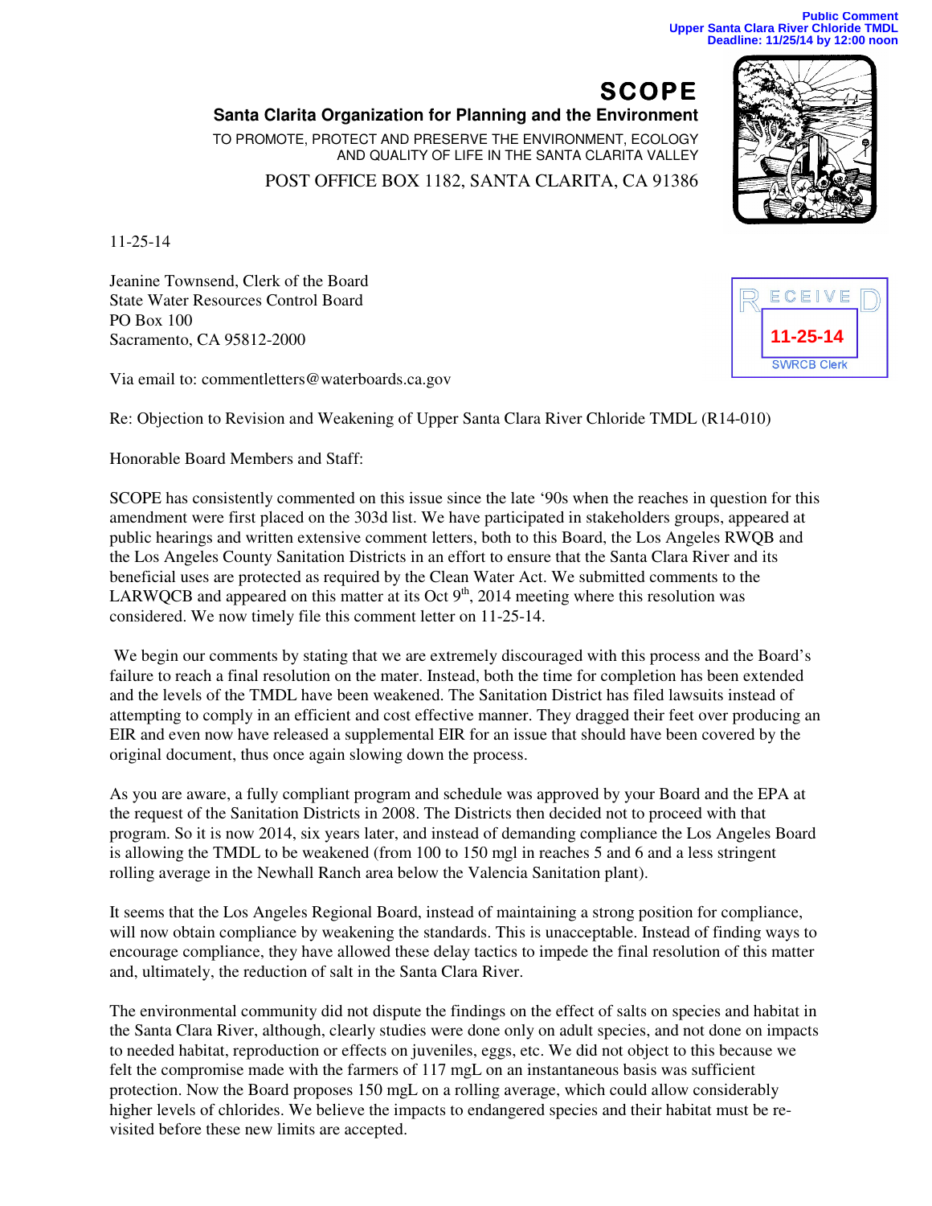Public Comment
Upper Santa Clara River Chloride TMDL
Deadline: 11/25/14 by 12:00 noon

# SCOPE

**Santa Clarita Organization for Planning and the Environment**

TO PROMOTE, PROTECT AND PRESERVE THE ENVIRONMENT, ECOLOGY AND QUALITY OF LIFE IN THE SANTA CLARITA VALLEY

POST OFFICE BOX 1182, SANTA CLARITA, CA 91386

RECEIVED
11-25-14
SWRCB Clerk

11-25-14

Jeanine Townsend, Clerk of the Board
State Water Resources Control Board
PO Box 100
Sacramento, CA 95812-2000

Via email to: commentletters@waterboards.ca.gov

Re: Objection to Revision and Weakening of Upper Santa Clara River Chloride TMDL (R14-010)

Honorable Board Members and Staff:

SCOPE has consistently commented on this issue since the late '90s when the reaches in question for this amendment were first placed on the 303d list. We have participated in stakeholders groups, appeared at public hearings and written extensive comment letters, both to this Board, the Los Angeles RWQB and the Los Angeles County Sanitation Districts in an effort to ensure that the Santa Clara River and its beneficial uses are protected as required by the Clean Water Act. We submitted comments to the LARWQCB and appeared on this matter at its Oct 9th, 2014 meeting where this resolution was considered. We now timely file this comment letter on 11-25-14.

We begin our comments by stating that we are extremely discouraged with this process and the Board's failure to reach a final resolution on the mater. Instead, both the time for completion has been extended and the levels of the TMDL have been weakened. The Sanitation District has filed lawsuits instead of attempting to comply in an efficient and cost effective manner. They dragged their feet over producing an EIR and even now have released a supplemental EIR for an issue that should have been covered by the original document, thus once again slowing down the process.

As you are aware, a fully compliant program and schedule was approved by your Board and the EPA at the request of the Sanitation Districts in 2008. The Districts then decided not to proceed with that program. So it is now 2014, six years later, and instead of demanding compliance the Los Angeles Board is allowing the TMDL to be weakened (from 100 to 150 mgl in reaches 5 and 6 and a less stringent rolling average in the Newhall Ranch area below the Valencia Sanitation plant).

It seems that the Los Angeles Regional Board, instead of maintaining a strong position for compliance, will now obtain compliance by weakening the standards. This is unacceptable. Instead of finding ways to encourage compliance, they have allowed these delay tactics to impede the final resolution of this matter and, ultimately, the reduction of salt in the Santa Clara River.

The environmental community did not dispute the findings on the effect of salts on species and habitat in the Santa Clara River, although, clearly studies were done only on adult species, and not done on impacts to needed habitat, reproduction or effects on juveniles, eggs, etc. We did not object to this because we felt the compromise made with the farmers of 117 mgL on an instantaneous basis was sufficient protection. Now the Board proposes 150 mgL on a rolling average, which could allow considerably higher levels of chlorides. We believe the impacts to endangered species and their habitat must be re-visited before these new limits are accepted.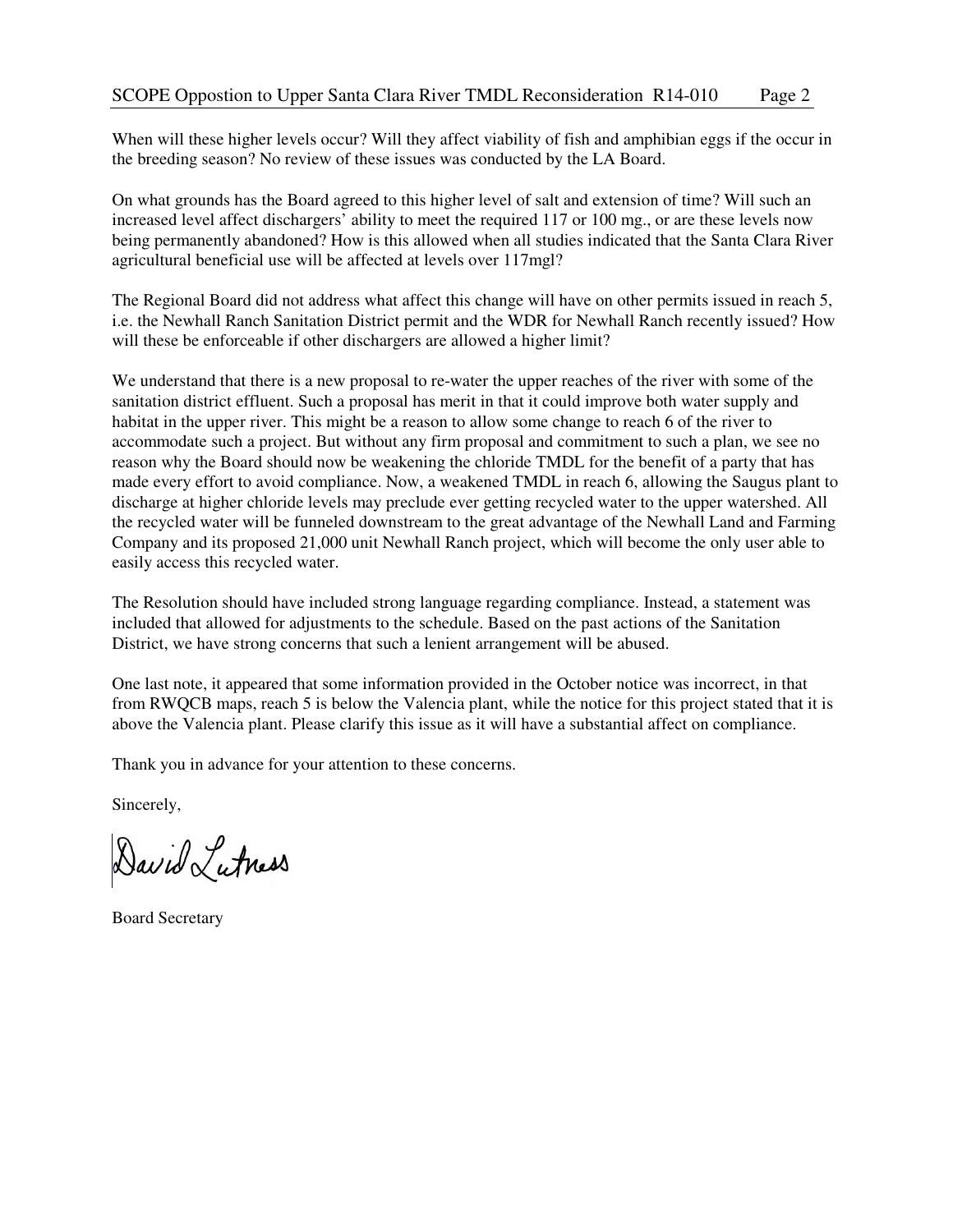When will these higher levels occur? Will they affect viability of fish and amphibian eggs if the occur in the breeding season? No review of these issues was conducted by the LA Board.

On what grounds has the Board agreed to this higher level of salt and extension of time? Will such an increased level affect dischargers' ability to meet the required 117 or 100 mg., or are these levels now being permanently abandoned? How is this allowed when all studies indicated that the Santa Clara River agricultural beneficial use will be affected at levels over 117mgl?

The Regional Board did not address what affect this change will have on other permits issued in reach 5, i.e. the Newhall Ranch Sanitation District permit and the WDR for Newhall Ranch recently issued? How will these be enforceable if other dischargers are allowed a higher limit?

We understand that there is a new proposal to re-water the upper reaches of the river with some of the sanitation district effluent. Such a proposal has merit in that it could improve both water supply and habitat in the upper river. This might be a reason to allow some change to reach 6 of the river to accommodate such a project. But without any firm proposal and commitment to such a plan, we see no reason why the Board should now be weakening the chloride TMDL for the benefit of a party that has made every effort to avoid compliance. Now, a weakened TMDL in reach 6, allowing the Saugus plant to discharge at higher chloride levels may preclude ever getting recycled water to the upper watershed. All the recycled water will be funneled downstream to the great advantage of the Newhall Land and Farming Company and its proposed 21,000 unit Newhall Ranch project, which will become the only user able to easily access this recycled water.

The Resolution should have included strong language regarding compliance. Instead, a statement was included that allowed for adjustments to the schedule. Based on the past actions of the Sanitation District, we have strong concerns that such a lenient arrangement will be abused.

One last note, it appeared that some information provided in the October notice was incorrect, in that from RWQCB maps, reach 5 is below the Valencia plant, while the notice for this project stated that it is above the Valencia plant. Please clarify this issue as it will have a substantial affect on compliance.

Thank you in advance for your attention to these concerns.

Sincerely,

David Lutness

Board Secretary